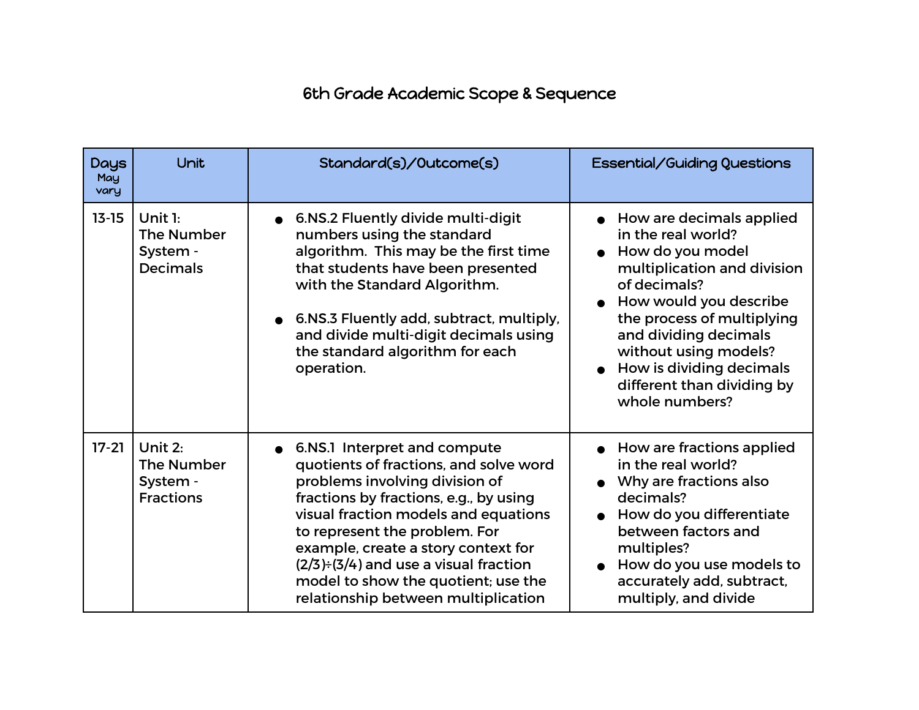# 6th Grade Academic Scope & Sequence

| Days May vary | Unit | Standard(s)/Outcome(s) | Essential/Guiding Questions |
|---|---|---|---|
| 13-15 | Unit 1: The Number System - Decimals | • 6.NS.2 Fluently divide multi-digit numbers using the standard algorithm. This may be the first time that students have been presented with the Standard Algorithm.<br><br>• 6.NS.3 Fluently add, subtract, multiply, and divide multi-digit decimals using the standard algorithm for each operation. | • How are decimals applied in the real world?<br>• How do you model multiplication and division of decimals?<br>• How would you describe the process of multiplying and dividing decimals without using models?<br>• How is dividing decimals different than dividing by whole numbers? |
| 17-21 | Unit 2: The Number System - Fractions | • 6.NS.1 Interpret and compute quotients of fractions, and solve word problems involving division of fractions by fractions, e.g., by using visual fraction models and equations to represent the problem. For example, create a story context for $(2/3)\div(3/4)$ and use a visual fraction model to show the quotient; use the relationship between multiplication | • How are fractions applied in the real world?<br>• Why are fractions also decimals?<br>• How do you differentiate between factors and multiples?<br>• How do you use models to accurately add, subtract, multiply, and divide |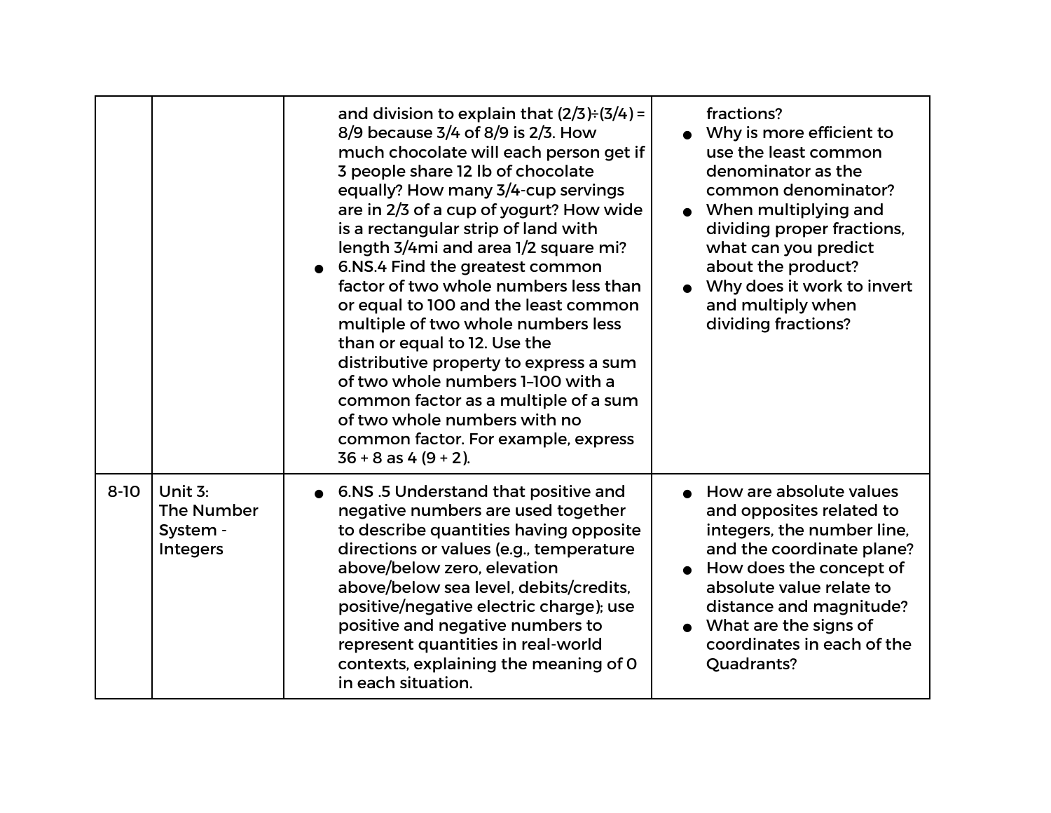| | | | |
|---|---|---|---|
| | | and division to explain that (2/3)÷(3/4) = 8/9 because 3/4 of 8/9 is 2/3. How much chocolate will each person get if 3 people share 12 lb of chocolate equally? How many 3/4-cup servings are in 2/3 of a cup of yogurt? How wide is a rectangular strip of land with length 3/4mi and area 1/2 square mi?<br>• 6.NS.4 Find the greatest common factor of two whole numbers less than or equal to 100 and the least common multiple of two whole numbers less than or equal to 12. Use the distributive property to express a sum of two whole numbers 1–100 with a common factor as a multiple of a sum of two whole numbers with no common factor. For example, express 36 + 8 as 4 (9 + 2). | fractions?<br>• Why is more efficient to use the least common denominator as the common denominator?<br>• When multiplying and dividing proper fractions, what can you predict about the product?<br>• Why does it work to invert and multiply when dividing fractions? |
| 8-10 | Unit 3: The Number System - Integers | • 6.NS .5 Understand that positive and negative numbers are used together to describe quantities having opposite directions or values (e.g., temperature above/below zero, elevation above/below sea level, debits/credits, positive/negative electric charge); use positive and negative numbers to represent quantities in real-world contexts, explaining the meaning of 0 in each situation. | • How are absolute values and opposites related to integers, the number line, and the coordinate plane?<br>• How does the concept of absolute value relate to distance and magnitude?<br>• What are the signs of coordinates in each of the Quadrants? |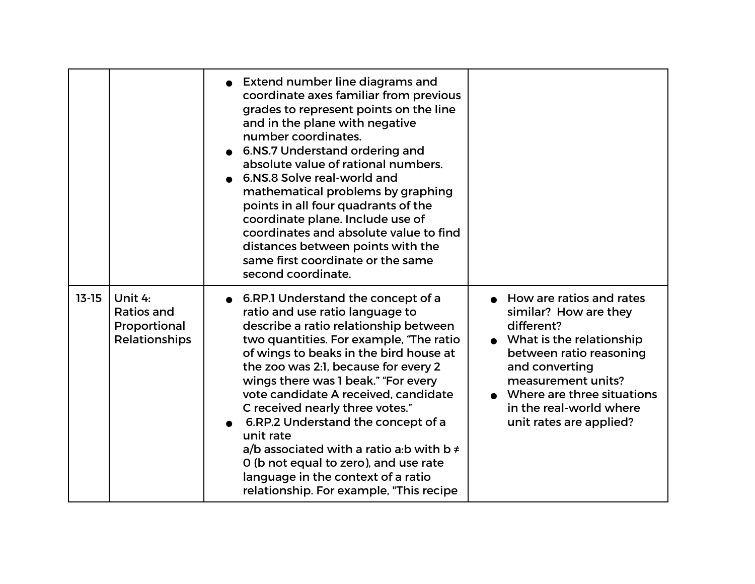| | | | |
|---|---|---|---|
| | | <ul><li>Extend number line diagrams and coordinate axes familiar from previous grades to represent points on the line and in the plane with negative number coordinates.</li><li>6.NS.7 Understand ordering and absolute value of rational numbers.</li><li>6.NS.8 Solve real-world and mathematical problems by graphing points in all four quadrants of the coordinate plane. Include use of coordinates and absolute value to find distances between points with the same first coordinate or the same second coordinate.</li></ul> | |
| 13-15 | Unit 4: Ratios and Proportional Relationships | <ul><li>6.RP.1 Understand the concept of a ratio and use ratio language to describe a ratio relationship between two quantities. For example, "The ratio of wings to beaks in the bird house at the zoo was 2:1, because for every 2 wings there was 1 beak." "For every vote candidate A received, candidate C received nearly three votes."</li><li>6.RP.2 Understand the concept of a unit rate a/b associated with a ratio a:b with $b \neq 0$ (b not equal to zero), and use rate language in the context of a ratio relationship. For example, "This recipe</li></ul> | <ul><li>How are ratios and rates similar? How are they different?</li><li>What is the relationship between ratio reasoning and converting measurement units?</li><li>Where are three situations in the real-world where unit rates are applied?</li></ul> |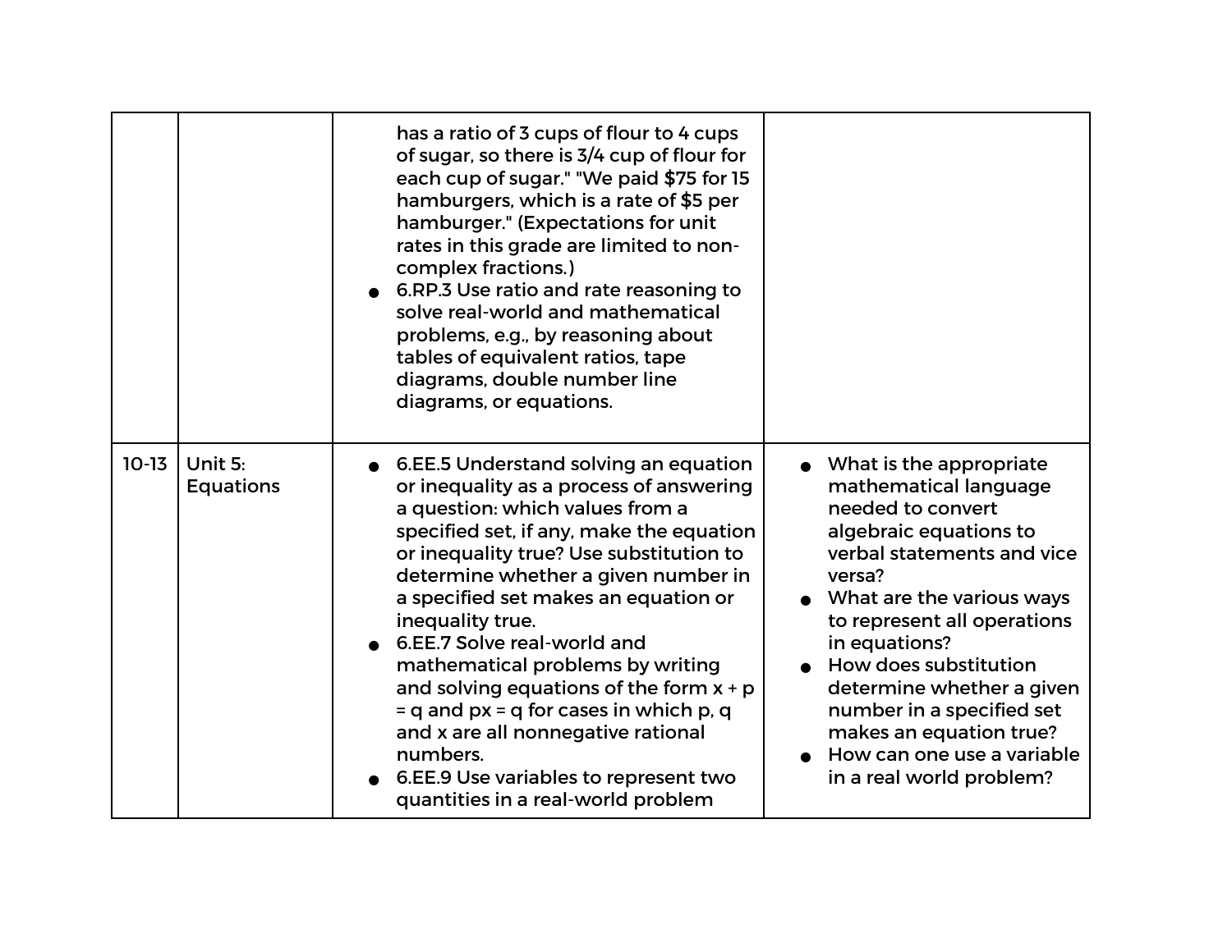| | | | |
|---|---|---|---|
| | | has a ratio of 3 cups of flour to 4 cups of sugar, so there is 3/4 cup of flour for each cup of sugar." "We paid $75 for 15 hamburgers, which is a rate of $5 per hamburger." (Expectations for unit rates in this grade are limited to non-complex fractions.)<br>● 6.RP.3 Use ratio and rate reasoning to solve real-world and mathematical problems, e.g., by reasoning about tables of equivalent ratios, tape diagrams, double number line diagrams, or equations. | |
| 10-13 | Unit 5: Equations | ● 6.EE.5 Understand solving an equation or inequality as a process of answering a question: which values from a specified set, if any, make the equation or inequality true? Use substitution to determine whether a given number in a specified set makes an equation or inequality true.<br>● 6.EE.7 Solve real-world and mathematical problems by writing and solving equations of the form $x + p = q$ and $px = q$ for cases in which p, q and x are all nonnegative rational numbers.<br>● 6.EE.9 Use variables to represent two quantities in a real-world problem | ● What is the appropriate mathematical language needed to convert algebraic equations to verbal statements and vice versa?<br>● What are the various ways to represent all operations in equations?<br>● How does substitution determine whether a given number in a specified set makes an equation true?<br>● How can one use a variable in a real world problem? |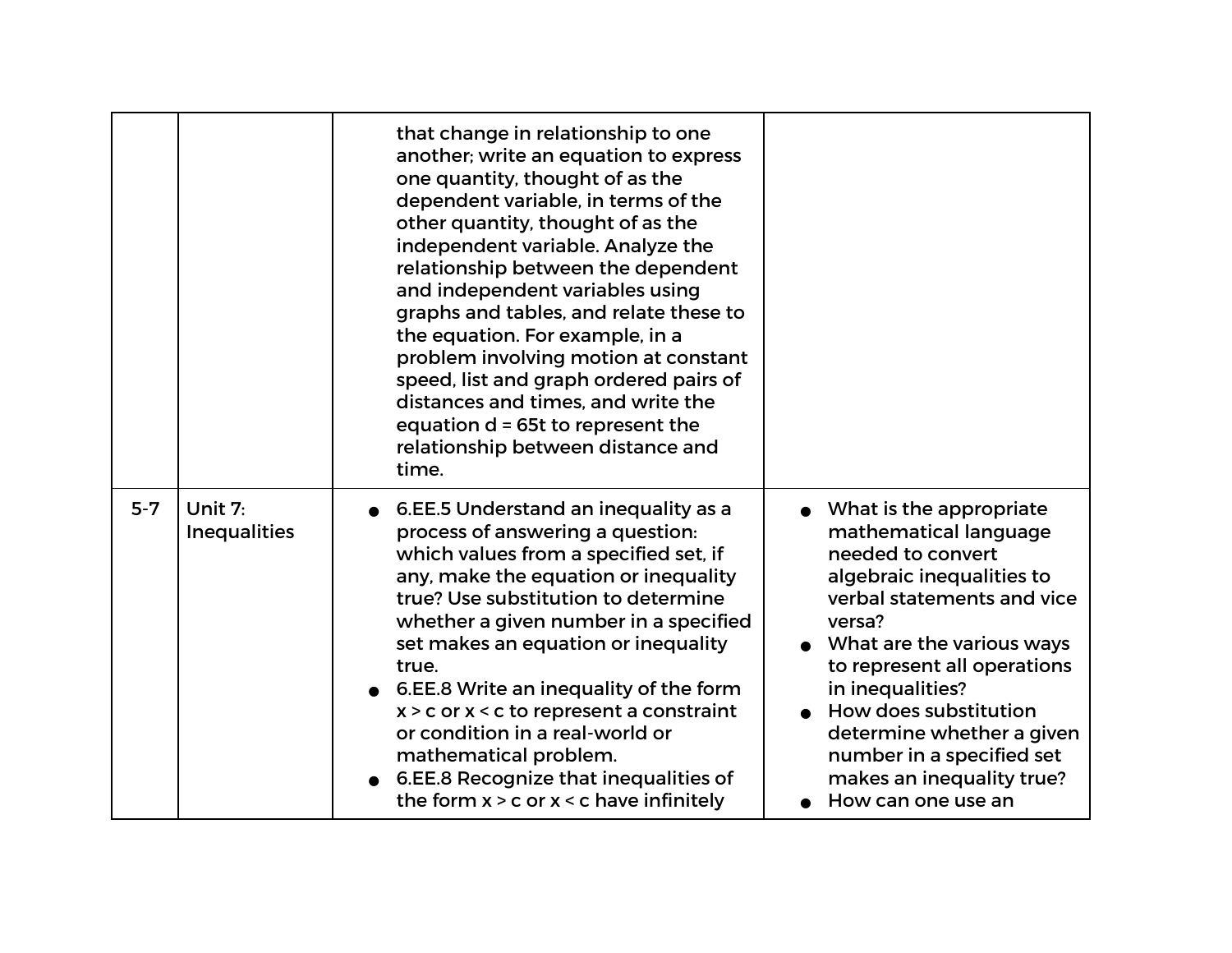| | | | |
|---|---|---|---|
| | | that change in relationship to one another; write an equation to express one quantity, thought of as the dependent variable, in terms of the other quantity, thought of as the independent variable. Analyze the relationship between the dependent and independent variables using graphs and tables, and relate these to the equation. For example, in a problem involving motion at constant speed, list and graph ordered pairs of distances and times, and write the equation $d = 65t$ to represent the relationship between distance and time. | |
| 5-7 | Unit 7: Inequalities | <ul><li>6.EE.5 Understand an inequality as a process of answering a question: which values from a specified set, if any, make the equation or inequality true? Use substitution to determine whether a given number in a specified set makes an equation or inequality true.</li><li>6.EE.8 Write an inequality of the form $x > c$ or $x < c$ to represent a constraint or condition in a real-world or mathematical problem.</li><li>6.EE.8 Recognize that inequalities of the form $x > c$ or $x < c$ have infinitely</li></ul> | <ul><li>What is the appropriate mathematical language needed to convert algebraic inequalities to verbal statements and vice versa?</li><li>What are the various ways to represent all operations in inequalities?</li><li>How does substitution determine whether a given number in a specified set makes an inequality true?</li><li>How can one use an</li></ul> |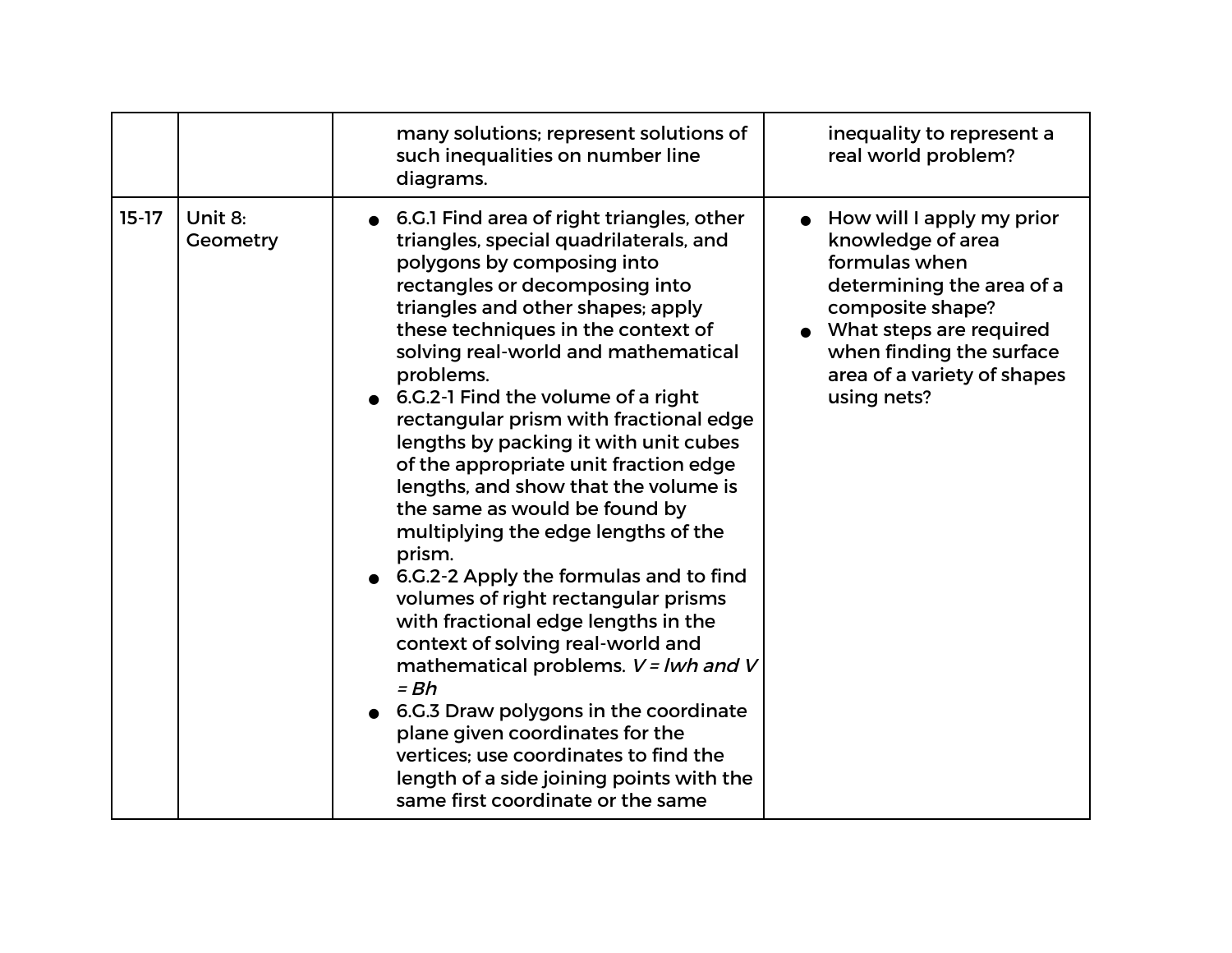| | | | |
|---|---|---|---|
| | | many solutions; represent solutions of such inequalities on number line diagrams. | inequality to represent a real world problem? |
| 15-17 | Unit 8: Geometry | • 6.G.1 Find area of right triangles, other triangles, special quadrilaterals, and polygons by composing into rectangles or decomposing into triangles and other shapes; apply these techniques in the context of solving real-world and mathematical problems.<br>• 6.G.2-1 Find the volume of a right rectangular prism with fractional edge lengths by packing it with unit cubes of the appropriate unit fraction edge lengths, and show that the volume is the same as would be found by multiplying the edge lengths of the prism.<br>• 6.G.2-2 Apply the formulas and to find volumes of right rectangular prisms with fractional edge lengths in the context of solving real-world and mathematical problems. $V = lwh$ *and* $V = Bh$<br>• 6.G.3 Draw polygons in the coordinate plane given coordinates for the vertices; use coordinates to find the length of a side joining points with the same first coordinate or the same | • How will I apply my prior knowledge of area formulas when determining the area of a composite shape?<br>• What steps are required when finding the surface area of a variety of shapes using nets? |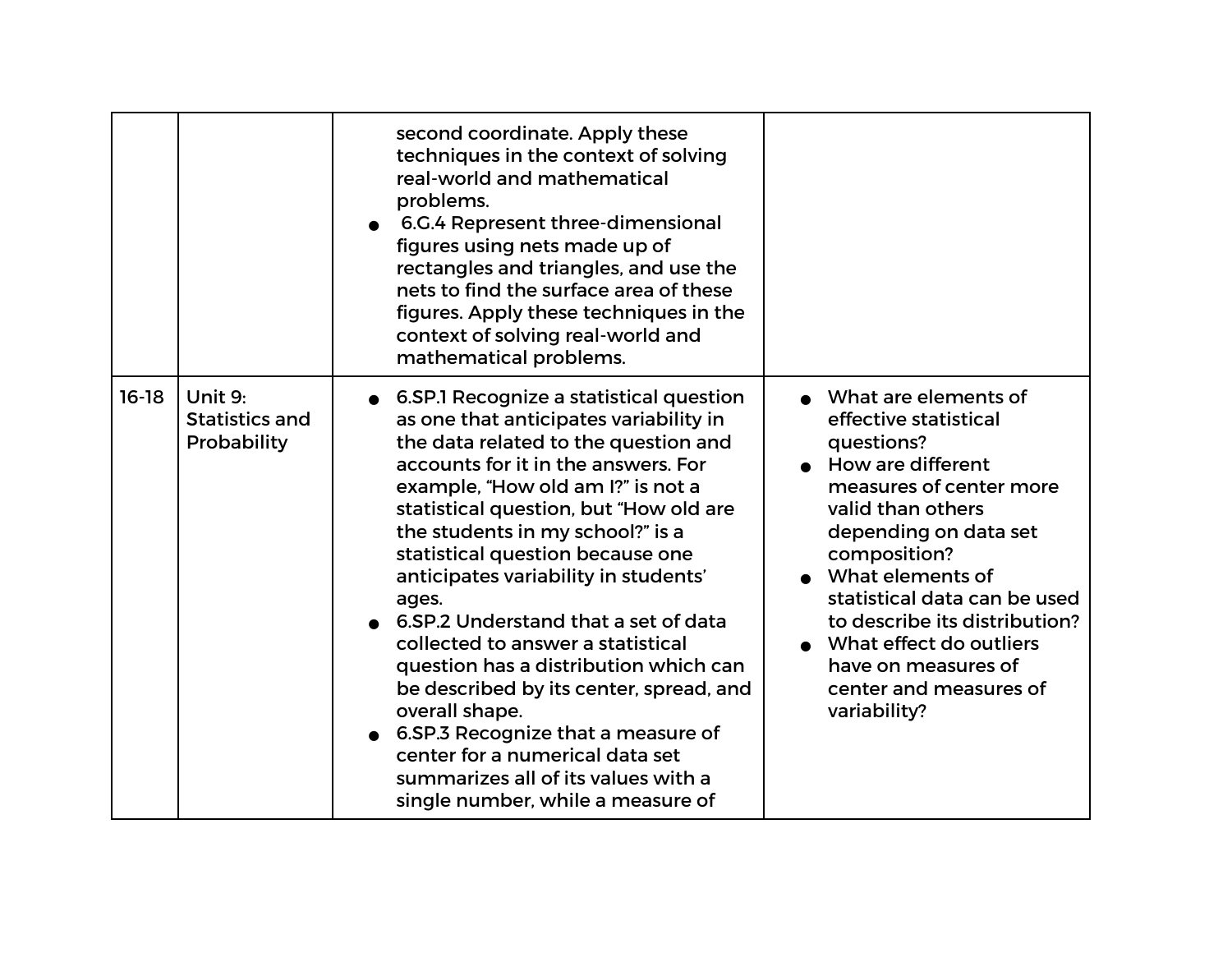| | | | |
|---|---|---|---|
| | | second coordinate. Apply these techniques in the context of solving real-world and mathematical problems.<br>● 6.G.4 Represent three-dimensional figures using nets made up of rectangles and triangles, and use the nets to find the surface area of these figures. Apply these techniques in the context of solving real-world and mathematical problems. | |
| 16-18 | Unit 9: Statistics and Probability | ● 6.SP.1 Recognize a statistical question as one that anticipates variability in the data related to the question and accounts for it in the answers. For example, "How old am I?" is not a statistical question, but "How old are the students in my school?" is a statistical question because one anticipates variability in students' ages.<br>● 6.SP.2 Understand that a set of data collected to answer a statistical question has a distribution which can be described by its center, spread, and overall shape.<br>● 6.SP.3 Recognize that a measure of center for a numerical data set summarizes all of its values with a single number, while a measure of | ● What are elements of effective statistical questions?<br>● How are different measures of center more valid than others depending on data set composition?<br>● What elements of statistical data can be used to describe its distribution?<br>● What effect do outliers have on measures of center and measures of variability? |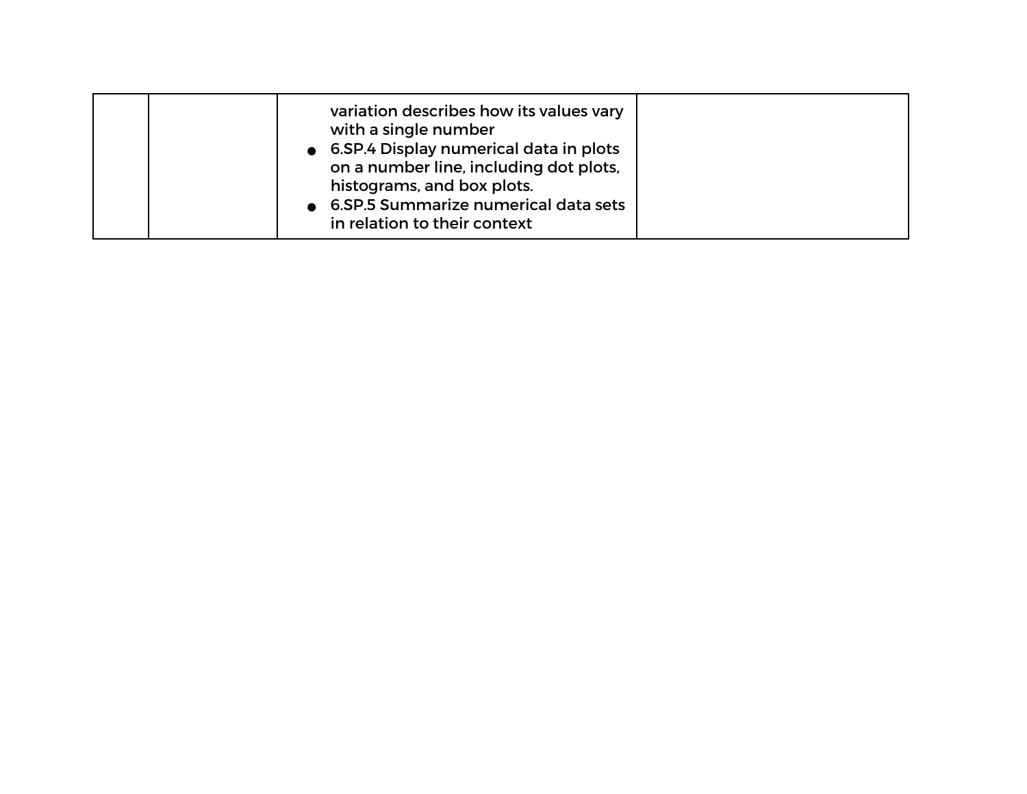| | | | |
|---|---|---|---|
| | | variation describes how its values vary with a single number<br>• 6.SP.4 Display numerical data in plots on a number line, including dot plots, histograms, and box plots.<br>• 6.SP.5 Summarize numerical data sets in relation to their context | |